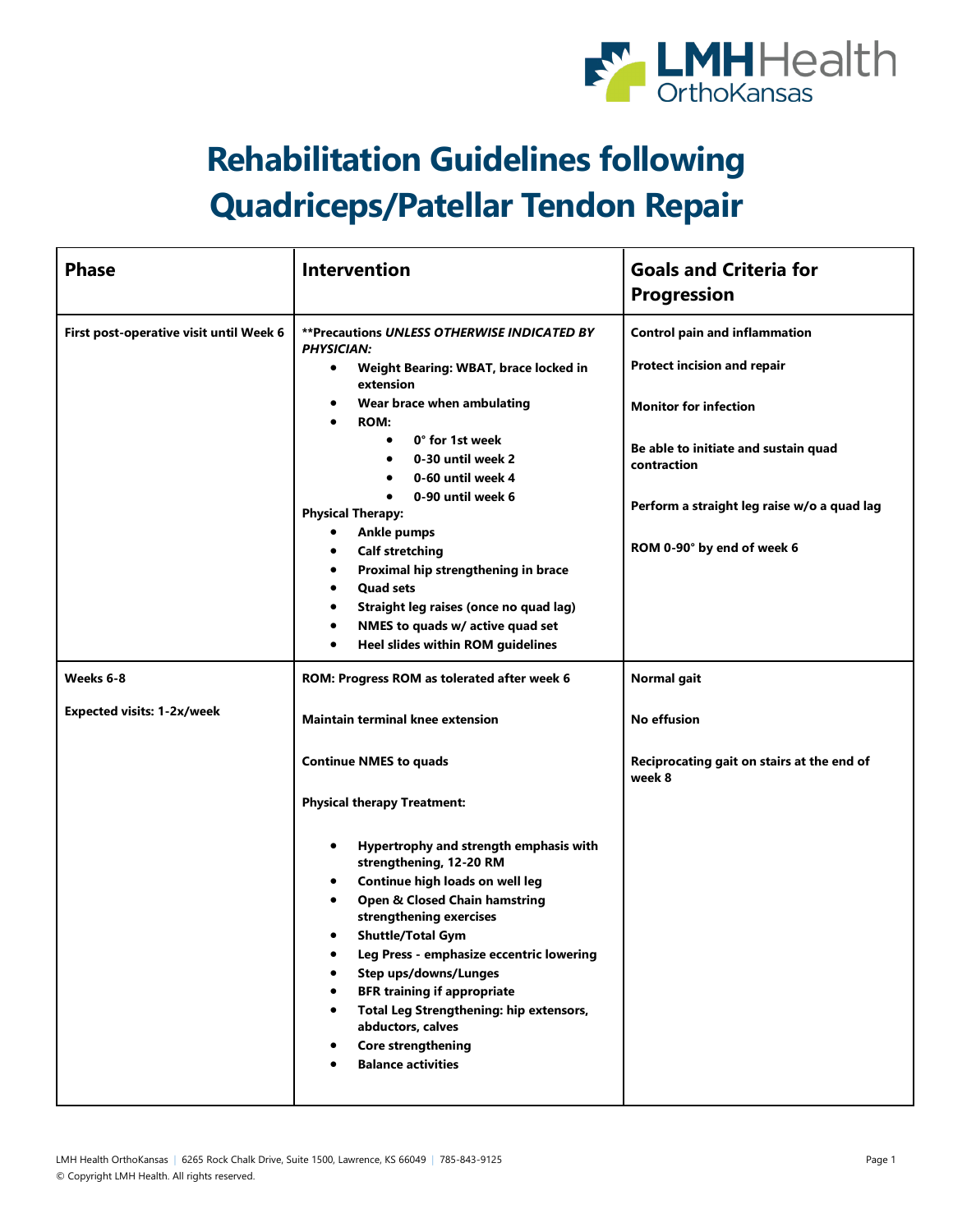# Rehabilitation Guidelines following Quadriceps/Patellar Tendon Repair

| Phase | Intervention | Goals and Criteria for Progression |
| --- | --- | --- |
| **First post-operative visit until Week 6** | **\*\*Precautions *UNLESS OTHERWISE INDICATED BY PHYSICIAN:*** <br>• **Weight Bearing: WBAT, brace locked in extension** <br>• **Wear brace when ambulating** <br>• **ROM:** <br>  ◦ **0° for 1st week** <br>  ◦ **0-30 until week 2** <br>  ◦ **0-60 until week 4** <br>  ◦ **0-90 until week 6** <br>**Physical Therapy:** <br>• **Ankle pumps** <br>• **Calf stretching** <br>• **Proximal hip strengthening in brace** <br>• **Quad sets** <br>• **Straight leg raises (once no quad lag)** <br>• **NMES to quads w/ active quad set** <br>• **Heel slides within ROM guidelines** | **Control pain and inflammation** <br><br>**Protect incision and repair** <br><br>**Monitor for infection** <br><br>**Be able to initiate and sustain quad contraction** <br><br>**Perform a straight leg raise w/o a quad lag** <br><br>**ROM 0-90° by end of week 6** |
| **Weeks 6-8** <br><br>**Expected visits: 1-2x/week** | **ROM: Progress ROM as tolerated after week 6** <br><br>**Maintain terminal knee extension** <br><br>**Continue NMES to quads** <br><br>**Physical therapy Treatment:** <br><br>• **Hypertrophy and strength emphasis with strengthening, 12-20 RM** <br>• **Continue high loads on well leg** <br>• **Open & Closed Chain hamstring strengthening exercises** <br>• **Shuttle/Total Gym** <br>• **Leg Press - emphasize eccentric lowering** <br>• **Step ups/downs/Lunges** <br>• **BFR training if appropriate** <br>• **Total Leg Strengthening: hip extensors, abductors, calves** <br>• **Core strengthening** <br>• **Balance activities** | **Normal gait** <br><br>**No effusion** <br><br>**Reciprocating gait on stairs at the end of week 8** |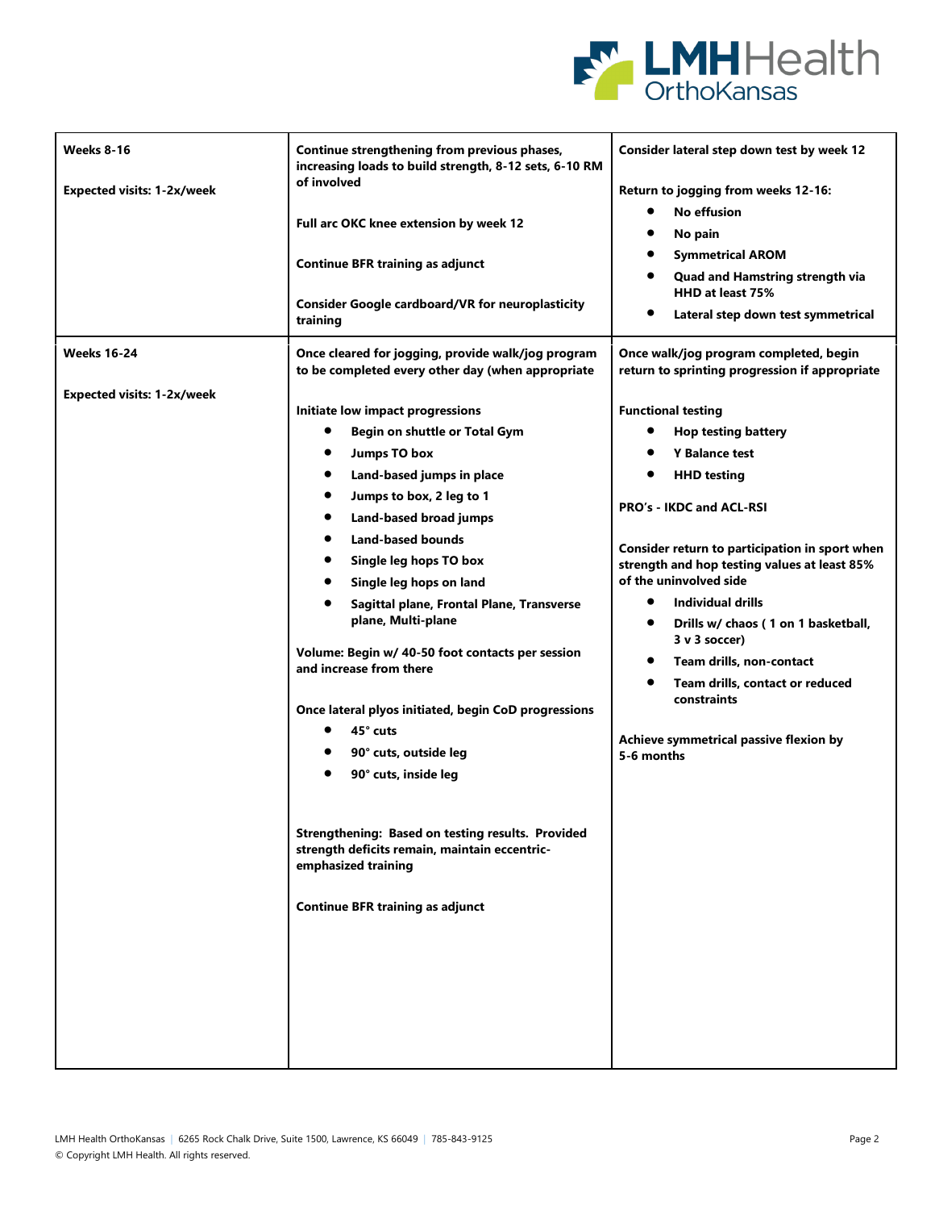| | | |
|---|---|---|
| **Weeks 8-16**<br><br>**Expected visits: 1-2x/week** | **Continue strengthening from previous phases, increasing loads to build strength, 8-12 sets, 6-10 RM of involved**<br><br>**Full arc OKC knee extension by week 12**<br><br>**Continue BFR training as adjunct**<br><br>**Consider Google cardboard/VR for neuroplasticity training** | **Consider lateral step down test by week 12**<br><br>**Return to jogging from weeks 12-16:**<br>• **No effusion**<br>• **No pain**<br>• **Symmetrical AROM**<br>• **Quad and Hamstring strength via HHD at least 75%**<br>• **Lateral step down test symmetrical** |
| **Weeks 16-24**<br><br>**Expected visits: 1-2x/week** | **Once cleared for jogging, provide walk/jog program to be completed every other day (when appropriate**<br><br>**Initiate low impact progressions**<br>• **Begin on shuttle or Total Gym**<br>• **Jumps TO box**<br>• **Land-based jumps in place**<br>• **Jumps to box, 2 leg to 1**<br>• **Land-based broad jumps**<br>• **Land-based bounds**<br>• **Single leg hops TO box**<br>• **Single leg hops on land**<br>• **Sagittal plane, Frontal Plane, Transverse plane, Multi-plane**<br><br>**Volume: Begin w/ 40-50 foot contacts per session and increase from there**<br><br>**Once lateral plyos initiated, begin CoD progressions**<br>• **45° cuts**<br>• **90° cuts, outside leg**<br>• **90° cuts, inside leg**<br><br>**Strengthening: Based on testing results. Provided strength deficits remain, maintain eccentric-emphasized training**<br><br>**Continue BFR training as adjunct** | **Once walk/jog program completed, begin return to sprinting progression if appropriate**<br><br>**Functional testing**<br>• **Hop testing battery**<br>• **Y Balance test**<br>• **HHD testing**<br><br>**PRO's - IKDC and ACL-RSI**<br><br>**Consider return to participation in sport when strength and hop testing values at least 85% of the uninvolved side**<br>• **Individual drills**<br>• **Drills w/ chaos ( 1 on 1 basketball, 3 v 3 soccer)**<br>• **Team drills, non-contact**<br>• **Team drills, contact or reduced constraints**<br><br>**Achieve symmetrical passive flexion by 5-6 months** |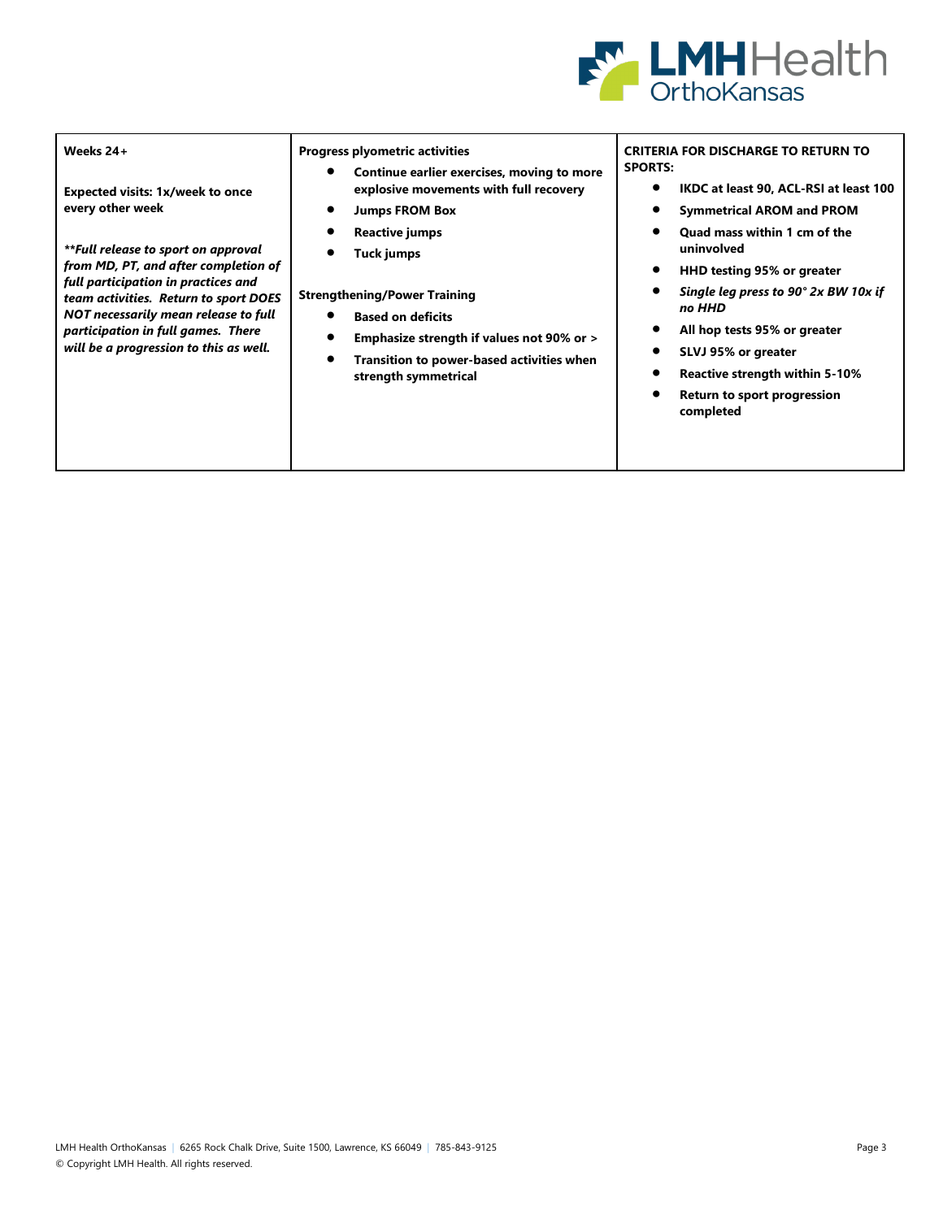| | | |
|---|---|---|
| **Weeks 24+**<br><br>**Expected visits: 1x/week to once every other week**<br><br>***\*\*Full release to sport on approval from MD, PT, and after completion of full participation in practices and team activities. Return to sport DOES NOT necessarily mean release to full participation in full games. There will be a progression to this as well.*** | **Progress plyometric activities**<br>• **Continue earlier exercises, moving to more explosive movements with full recovery**<br>• **Jumps FROM Box**<br>• **Reactive jumps**<br>• **Tuck jumps**<br><br>**Strengthening/Power Training**<br>• **Based on deficits**<br>• **Emphasize strength if values not 90% or >**<br>• **Transition to power-based activities when strength symmetrical** | **CRITERIA FOR DISCHARGE TO RETURN TO SPORTS:**<br>• **IKDC at least 90, ACL-RSI at least 100**<br>• **Symmetrical AROM and PROM**<br>• **Quad mass within 1 cm of the uninvolved**<br>• **HHD testing 95% or greater**<br>• ***Single leg press to 90° 2x BW 10x if no HHD***<br>• **All hop tests 95% or greater**<br>• **SLVJ 95% or greater**<br>• **Reactive strength within 5-10%**<br>• **Return to sport progression completed** |

LMH Health OrthoKansas | 6265 Rock Chalk Drive, Suite 1500, Lawrence, KS 66049 | 785-843-9125

© Copyright LMH Health. All rights reserved.